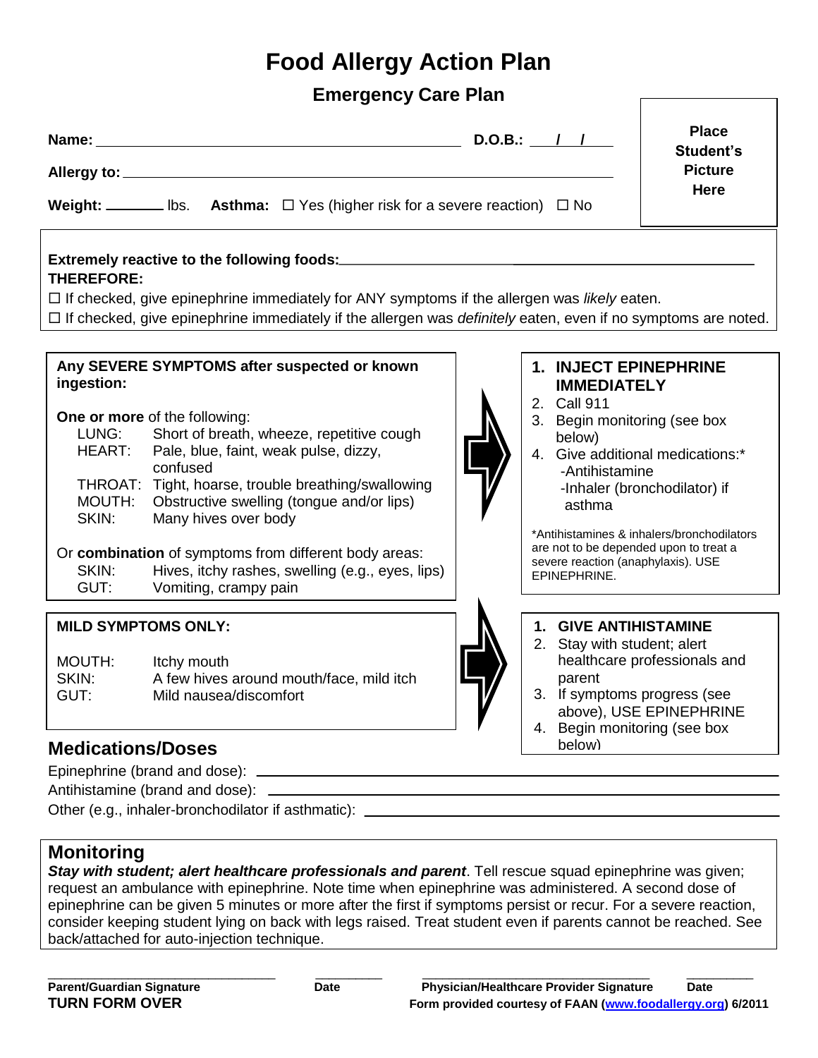# Food Allergy Action Plan

## Emergency Care Plan

**Name:** ______________________________ **D.O.B.:** ___/___/___

**Allergy to:** ______________________________

**Weight:** ________ lbs. **Asthma:** ☐ Yes (higher risk for a severe reaction) ☐ No

**Place Student's Picture Here**

**Extremely reactive to the following foods:** ______________________________

**THEREFORE:**

☐ If checked, give epinephrine immediately for ANY symptoms if the allergen was *likely* eaten.

☐ If checked, give epinephrine immediately if the allergen was *definitely* eaten, even if no symptoms are noted.

---

**Any SEVERE SYMPTOMS after suspected or known ingestion:**

**One or more** of the following:

| | |
|---|---|
| LUNG: | Short of breath, wheeze, repetitive cough |
| HEART: | Pale, blue, faint, weak pulse, dizzy, confused |
| THROAT: | Tight, hoarse, trouble breathing/swallowing |
| MOUTH: | Obstructive swelling (tongue and/or lips) |
| SKIN: | Many hives over body |

Or **combination** of symptoms from different body areas:

| | |
|---|---|
| SKIN: | Hives, itchy rashes, swelling (e.g., eyes, lips) |
| GUT: | Vomiting, crampy pain |

→

1. **INJECT EPINEPHRINE IMMEDIATELY**
2. Call 911
3. Begin monitoring (see box below)
4. Give additional medications:*
   - -Antihistamine
   - -Inhaler (bronchodilator) if asthma

*Antihistamines & inhalers/bronchodilators are not to be depended upon to treat a severe reaction (anaphylaxis). USE EPINEPHRINE.

---

**MILD SYMPTOMS ONLY:**

| | |
|---|---|
| MOUTH: | Itchy mouth |
| SKIN: | A few hives around mouth/face, mild itch |
| GUT: | Mild nausea/discomfort |

→

1. **GIVE ANTIHISTAMINE**
2. Stay with student; alert healthcare professionals and parent
3. If symptoms progress (see above), USE EPINEPHRINE
4. Begin monitoring (see box below)

## Medications/Doses

Epinephrine (brand and dose): ______________________________

Antihistamine (brand and dose): ______________________________

Other (e.g., inhaler-bronchodilator if asthmatic): ______________________________

## Monitoring

***Stay with student; alert healthcare professionals and parent***. Tell rescue squad epinephrine was given; request an ambulance with epinephrine. Note time when epinephrine was administered. A second dose of epinephrine can be given 5 minutes or more after the first if symptoms persist or recur. For a severe reaction, consider keeping student lying on back with legs raised. Treat student even if parents cannot be reached. See back/attached for auto-injection technique.

______________________________ ________ ______________________________ ________

**Parent/Guardian Signature** **Date** **Physician/Healthcare Provider Signature** **Date**

**TURN FORM OVER**

**Form provided courtesy of FAAN (www.foodallergy.org) 6/2011**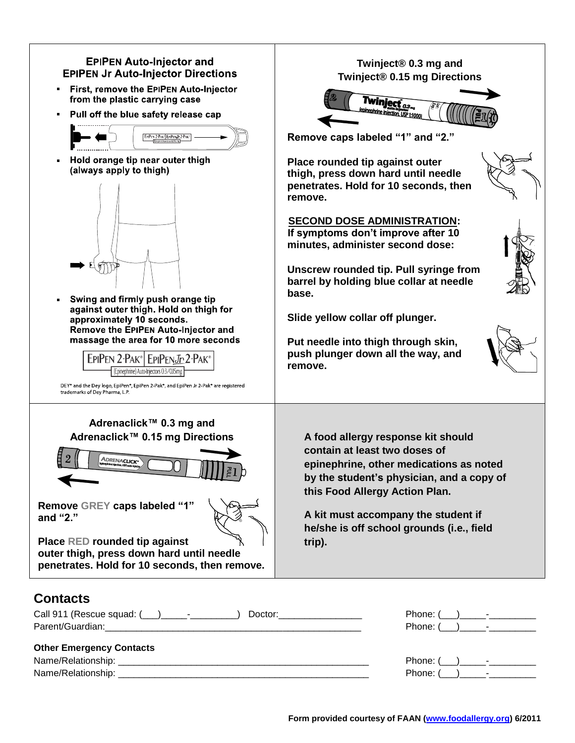## EPIPEN Auto-Injector and EPIPEN Jr Auto-Injector Directions

- First, remove the EPIPEN Auto-Injector from the plastic carrying case
- Pull off the blue safety release cap
- Hold orange tip near outer thigh (always apply to thigh)
- Swing and firmly push orange tip against outer thigh. Hold on thigh for approximately 10 seconds. Remove the EPIPEN Auto-Injector and massage the area for 10 more seconds

DEY® and the Dey logo, EpiPen®, EpiPen 2-Pak®, and EpiPen Jr 2-Pak® are registered trademarks of Dey Pharma, L.P.

## Twinject® 0.3 mg and Twinject® 0.15 mg Directions

**Remove caps labeled "1" and "2."**

**Place rounded tip against outer thigh, press down hard until needle penetrates. Hold for 10 seconds, then remove.**

**SECOND DOSE ADMINISTRATION:**
**If symptoms don't improve after 10 minutes, administer second dose:**

**Unscrew rounded tip. Pull syringe from barrel by holding blue collar at needle base.**

**Slide yellow collar off plunger.**

**Put needle into thigh through skin, push plunger down all the way, and remove.**

## Adrenaclick™ 0.3 mg and Adrenaclick™ 0.15 mg Directions

**Remove GREY caps labeled "1" and "2."**

**Place RED rounded tip against outer thigh, press down hard until needle penetrates. Hold for 10 seconds, then remove.**

**A food allergy response kit should contain at least two doses of epinephrine, other medications as noted by the student's physician, and a copy of this Food Allergy Action Plan.**

**A kit must accompany the student if he/she is off school grounds (i.e., field trip).**

## Contacts

Call 911 (Rescue squad: (___)_____-_________) Doctor:________________ Phone: (___)_____-_________

Parent/Guardian:_____________________________________________________ Phone: (___)_____-_________

**Other Emergency Contacts**

Name/Relationship: ___________________________________________________ Phone: (___)_____-_________

Name/Relationship: ___________________________________________________ Phone: (___)_____-_________

**Form provided courtesy of FAAN (www.foodallergy.org) 6/2011**